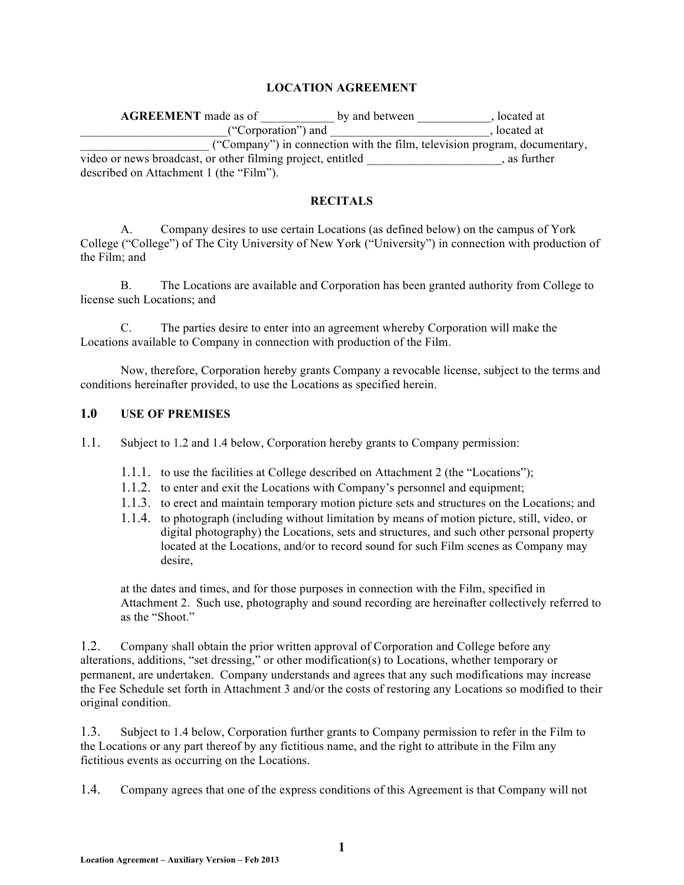# LOCATION AGREEMENT

**AGREEMENT** made as of ____________ by and between ____________, located at ________________________(“Corporation”) and __________________________, located at _____________________ (“Company”) in connection with the film, television program, documentary, video or news broadcast, or other filming project, entitled ______________________, as further described on Attachment 1 (the “Film”).

## RECITALS

A. Company desires to use certain Locations (as defined below) on the campus of York College (“College”) of The City University of New York (“University”) in connection with production of the Film; and

B. The Locations are available and Corporation has been granted authority from College to license such Locations; and

C. The parties desire to enter into an agreement whereby Corporation will make the Locations available to Company in connection with production of the Film.

Now, therefore, Corporation hereby grants Company a revocable license, subject to the terms and conditions hereinafter provided, to use the Locations as specified herein.

## 1.0 USE OF PREMISES

1.1. Subject to 1.2 and 1.4 below, Corporation hereby grants to Company permission:

- 1.1.1. to use the facilities at College described on Attachment 2 (the “Locations”);
- 1.1.2. to enter and exit the Locations with Company’s personnel and equipment;
- 1.1.3. to erect and maintain temporary motion picture sets and structures on the Locations; and
- 1.1.4. to photograph (including without limitation by means of motion picture, still, video, or digital photography) the Locations, sets and structures, and such other personal property located at the Locations, and/or to record sound for such Film scenes as Company may desire,

at the dates and times, and for those purposes in connection with the Film, specified in Attachment 2. Such use, photography and sound recording are hereinafter collectively referred to as the “Shoot.”

1.2. Company shall obtain the prior written approval of Corporation and College before any alterations, additions, “set dressing,” or other modification(s) to Locations, whether temporary or permanent, are undertaken. Company understands and agrees that any such modifications may increase the Fee Schedule set forth in Attachment 3 and/or the costs of restoring any Locations so modified to their original condition.

1.3. Subject to 1.4 below, Corporation further grants to Company permission to refer in the Film to the Locations or any part thereof by any fictitious name, and the right to attribute in the Film any fictitious events as occurring on the Locations.

1.4. Company agrees that one of the express conditions of this Agreement is that Company will not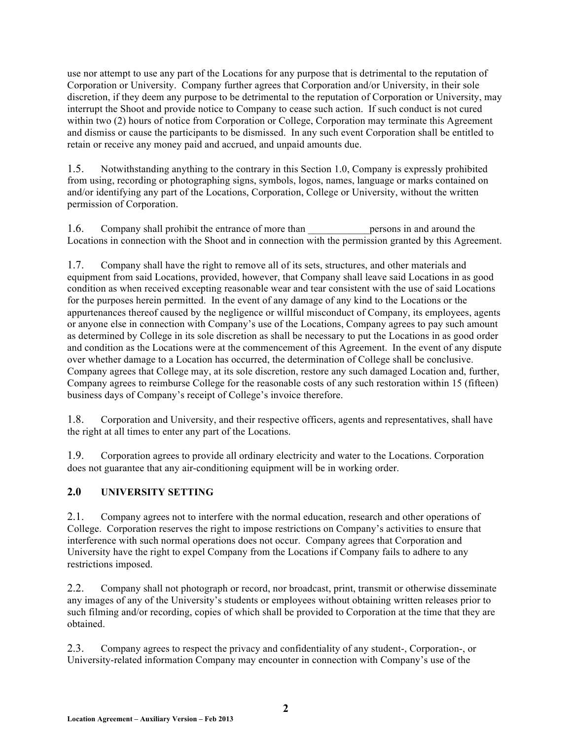use nor attempt to use any part of the Locations for any purpose that is detrimental to the reputation of Corporation or University. Company further agrees that Corporation and/or University, in their sole discretion, if they deem any purpose to be detrimental to the reputation of Corporation or University, may interrupt the Shoot and provide notice to Company to cease such action. If such conduct is not cured within two (2) hours of notice from Corporation or College, Corporation may terminate this Agreement and dismiss or cause the participants to be dismissed. In any such event Corporation shall be entitled to retain or receive any money paid and accrued, and unpaid amounts due.

1.5. Notwithstanding anything to the contrary in this Section 1.0, Company is expressly prohibited from using, recording or photographing signs, symbols, logos, names, language or marks contained on and/or identifying any part of the Locations, Corporation, College or University, without the written permission of Corporation.

1.6. Company shall prohibit the entrance of more than ____________persons in and around the Locations in connection with the Shoot and in connection with the permission granted by this Agreement.

1.7. Company shall have the right to remove all of its sets, structures, and other materials and equipment from said Locations, provided, however, that Company shall leave said Locations in as good condition as when received excepting reasonable wear and tear consistent with the use of said Locations for the purposes herein permitted. In the event of any damage of any kind to the Locations or the appurtenances thereof caused by the negligence or willful misconduct of Company, its employees, agents or anyone else in connection with Company's use of the Locations, Company agrees to pay such amount as determined by College in its sole discretion as shall be necessary to put the Locations in as good order and condition as the Locations were at the commencement of this Agreement. In the event of any dispute over whether damage to a Location has occurred, the determination of College shall be conclusive. Company agrees that College may, at its sole discretion, restore any such damaged Location and, further, Company agrees to reimburse College for the reasonable costs of any such restoration within 15 (fifteen) business days of Company's receipt of College's invoice therefore.

1.8. Corporation and University, and their respective officers, agents and representatives, shall have the right at all times to enter any part of the Locations.

1.9. Corporation agrees to provide all ordinary electricity and water to the Locations. Corporation does not guarantee that any air-conditioning equipment will be in working order.

## 2.0 UNIVERSITY SETTING

2.1. Company agrees not to interfere with the normal education, research and other operations of College. Corporation reserves the right to impose restrictions on Company's activities to ensure that interference with such normal operations does not occur. Company agrees that Corporation and University have the right to expel Company from the Locations if Company fails to adhere to any restrictions imposed.

2.2. Company shall not photograph or record, nor broadcast, print, transmit or otherwise disseminate any images of any of the University's students or employees without obtaining written releases prior to such filming and/or recording, copies of which shall be provided to Corporation at the time that they are obtained.

2.3. Company agrees to respect the privacy and confidentiality of any student-, Corporation-, or University-related information Company may encounter in connection with Company's use of the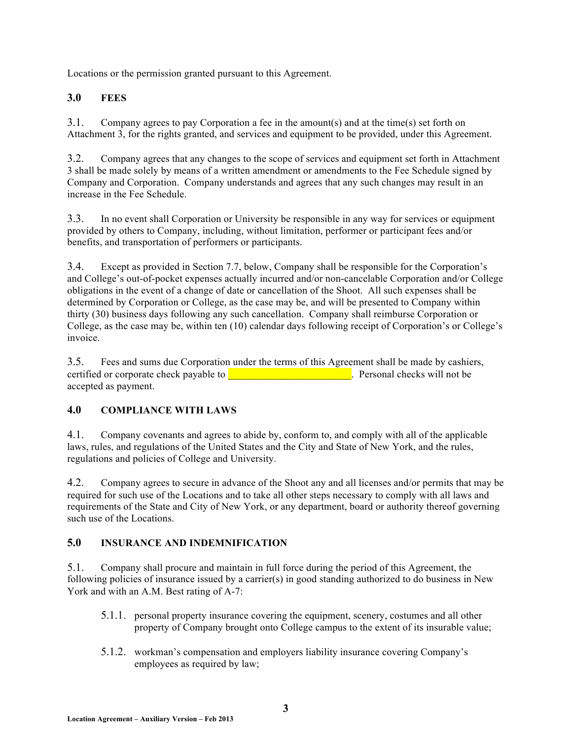Locations or the permission granted pursuant to this Agreement.

## 3.0 FEES

3.1. Company agrees to pay Corporation a fee in the amount(s) and at the time(s) set forth on Attachment 3, for the rights granted, and services and equipment to be provided, under this Agreement.

3.2. Company agrees that any changes to the scope of services and equipment set forth in Attachment 3 shall be made solely by means of a written amendment or amendments to the Fee Schedule signed by Company and Corporation. Company understands and agrees that any such changes may result in an increase in the Fee Schedule.

3.3. In no event shall Corporation or University be responsible in any way for services or equipment provided by others to Company, including, without limitation, performer or participant fees and/or benefits, and transportation of performers or participants.

3.4. Except as provided in Section 7.7, below, Company shall be responsible for the Corporation's and College's out-of-pocket expenses actually incurred and/or non-cancelable Corporation and/or College obligations in the event of a change of date or cancellation of the Shoot. All such expenses shall be determined by Corporation or College, as the case may be, and will be presented to Company within thirty (30) business days following any such cancellation. Company shall reimburse Corporation or College, as the case may be, within ten (10) calendar days following receipt of Corporation's or College's invoice.

3.5. Fees and sums due Corporation under the terms of this Agreement shall be made by cashiers, certified or corporate check payable to ________________________. Personal checks will not be accepted as payment.

## 4.0 COMPLIANCE WITH LAWS

4.1. Company covenants and agrees to abide by, conform to, and comply with all of the applicable laws, rules, and regulations of the United States and the City and State of New York, and the rules, regulations and policies of College and University.

4.2. Company agrees to secure in advance of the Shoot any and all licenses and/or permits that may be required for such use of the Locations and to take all other steps necessary to comply with all laws and requirements of the State and City of New York, or any department, board or authority thereof governing such use of the Locations.

## 5.0 INSURANCE AND INDEMNIFICATION

5.1. Company shall procure and maintain in full force during the period of this Agreement, the following policies of insurance issued by a carrier(s) in good standing authorized to do business in New York and with an A.M. Best rating of A-7:

- 5.1.1. personal property insurance covering the equipment, scenery, costumes and all other property of Company brought onto College campus to the extent of its insurable value;
- 5.1.2. workman's compensation and employers liability insurance covering Company's employees as required by law;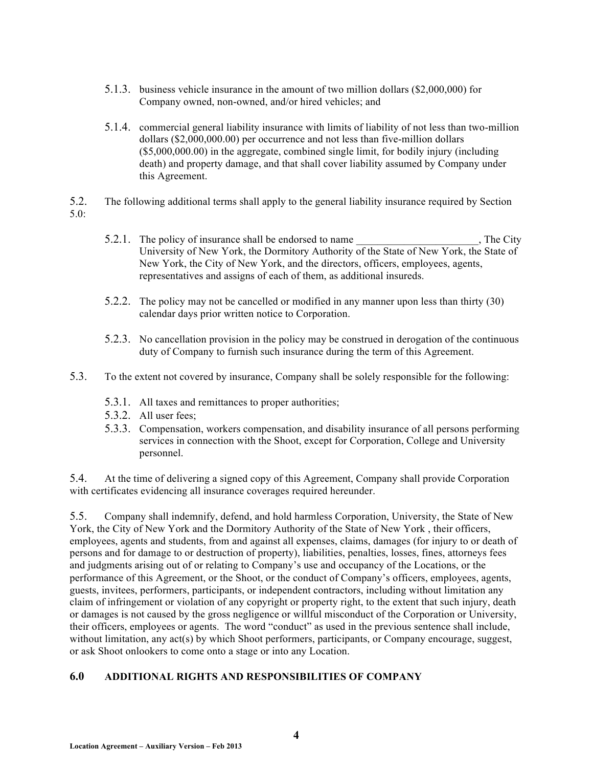5.1.3. business vehicle insurance in the amount of two million dollars ($2,000,000) for Company owned, non-owned, and/or hired vehicles; and

5.1.4. commercial general liability insurance with limits of liability of not less than two-million dollars ($2,000,000.00) per occurrence and not less than five-million dollars ($5,000,000.00) in the aggregate, combined single limit, for bodily injury (including death) and property damage, and that shall cover liability assumed by Company under this Agreement.

5.2. The following additional terms shall apply to the general liability insurance required by Section 5.0:

5.2.1. The policy of insurance shall be endorsed to name _______________________, The City University of New York, the Dormitory Authority of the State of New York, the State of New York, the City of New York, and the directors, officers, employees, agents, representatives and assigns of each of them, as additional insureds.

5.2.2. The policy may not be cancelled or modified in any manner upon less than thirty (30) calendar days prior written notice to Corporation.

5.2.3. No cancellation provision in the policy may be construed in derogation of the continuous duty of Company to furnish such insurance during the term of this Agreement.

5.3. To the extent not covered by insurance, Company shall be solely responsible for the following:

5.3.1. All taxes and remittances to proper authorities;
5.3.2. All user fees;
5.3.3. Compensation, workers compensation, and disability insurance of all persons performing services in connection with the Shoot, except for Corporation, College and University personnel.

5.4. At the time of delivering a signed copy of this Agreement, Company shall provide Corporation with certificates evidencing all insurance coverages required hereunder.

5.5. Company shall indemnify, defend, and hold harmless Corporation, University, the State of New York, the City of New York and the Dormitory Authority of the State of New York , their officers, employees, agents and students, from and against all expenses, claims, damages (for injury to or death of persons and for damage to or destruction of property), liabilities, penalties, losses, fines, attorneys fees and judgments arising out of or relating to Company's use and occupancy of the Locations, or the performance of this Agreement, or the Shoot, or the conduct of Company's officers, employees, agents, guests, invitees, performers, participants, or independent contractors, including without limitation any claim of infringement or violation of any copyright or property right, to the extent that such injury, death or damages is not caused by the gross negligence or willful misconduct of the Corporation or University, their officers, employees or agents. The word "conduct" as used in the previous sentence shall include, without limitation, any act(s) by which Shoot performers, participants, or Company encourage, suggest, or ask Shoot onlookers to come onto a stage or into any Location.

## 6.0 ADDITIONAL RIGHTS AND RESPONSIBILITIES OF COMPANY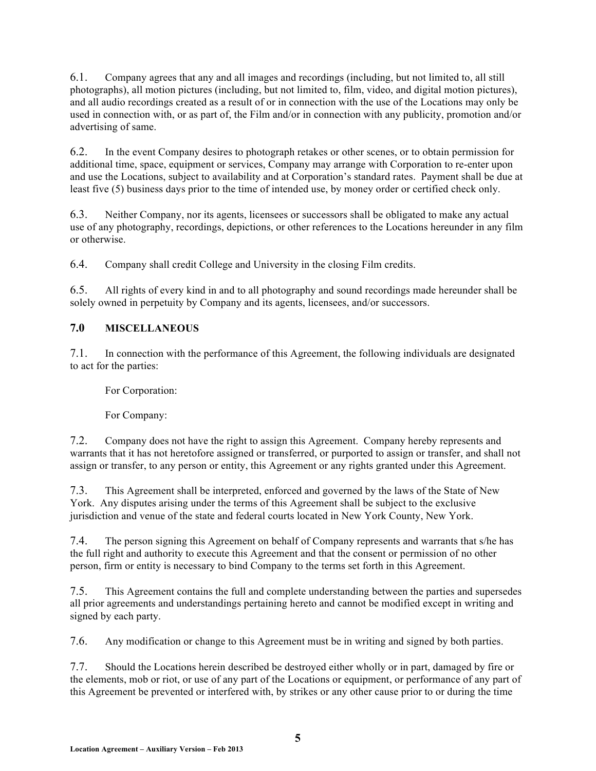6.1. Company agrees that any and all images and recordings (including, but not limited to, all still photographs), all motion pictures (including, but not limited to, film, video, and digital motion pictures), and all audio recordings created as a result of or in connection with the use of the Locations may only be used in connection with, or as part of, the Film and/or in connection with any publicity, promotion and/or advertising of same.

6.2. In the event Company desires to photograph retakes or other scenes, or to obtain permission for additional time, space, equipment or services, Company may arrange with Corporation to re-enter upon and use the Locations, subject to availability and at Corporation's standard rates. Payment shall be due at least five (5) business days prior to the time of intended use, by money order or certified check only.

6.3. Neither Company, nor its agents, licensees or successors shall be obligated to make any actual use of any photography, recordings, depictions, or other references to the Locations hereunder in any film or otherwise.

6.4. Company shall credit College and University in the closing Film credits.

6.5. All rights of every kind in and to all photography and sound recordings made hereunder shall be solely owned in perpetuity by Company and its agents, licensees, and/or successors.

## 7.0 MISCELLANEOUS

7.1. In connection with the performance of this Agreement, the following individuals are designated to act for the parties:

For Corporation:

For Company:

7.2. Company does not have the right to assign this Agreement. Company hereby represents and warrants that it has not heretofore assigned or transferred, or purported to assign or transfer, and shall not assign or transfer, to any person or entity, this Agreement or any rights granted under this Agreement.

7.3. This Agreement shall be interpreted, enforced and governed by the laws of the State of New York. Any disputes arising under the terms of this Agreement shall be subject to the exclusive jurisdiction and venue of the state and federal courts located in New York County, New York.

7.4. The person signing this Agreement on behalf of Company represents and warrants that s/he has the full right and authority to execute this Agreement and that the consent or permission of no other person, firm or entity is necessary to bind Company to the terms set forth in this Agreement.

7.5. This Agreement contains the full and complete understanding between the parties and supersedes all prior agreements and understandings pertaining hereto and cannot be modified except in writing and signed by each party.

7.6. Any modification or change to this Agreement must be in writing and signed by both parties.

7.7. Should the Locations herein described be destroyed either wholly or in part, damaged by fire or the elements, mob or riot, or use of any part of the Locations or equipment, or performance of any part of this Agreement be prevented or interfered with, by strikes or any other cause prior to or during the time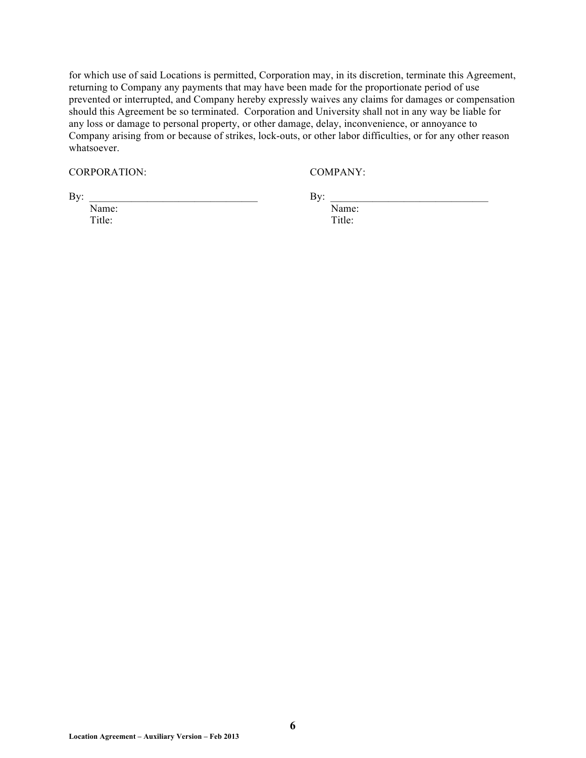for which use of said Locations is permitted, Corporation may, in its discretion, terminate this Agreement, returning to Company any payments that may have been made for the proportionate period of use prevented or interrupted, and Company hereby expressly waives any claims for damages or compensation should this Agreement be so terminated. Corporation and University shall not in any way be liable for any loss or damage to personal property, or other damage, delay, inconvenience, or annoyance to Company arising from or because of strikes, lock-outs, or other labor difficulties, or for any other reason whatsoever.

| CORPORATION: | COMPANY: |
| --- | --- |
| By: _______________________________ | By: _____________________________ |
| Name: | Name: |
| Title: | Title: |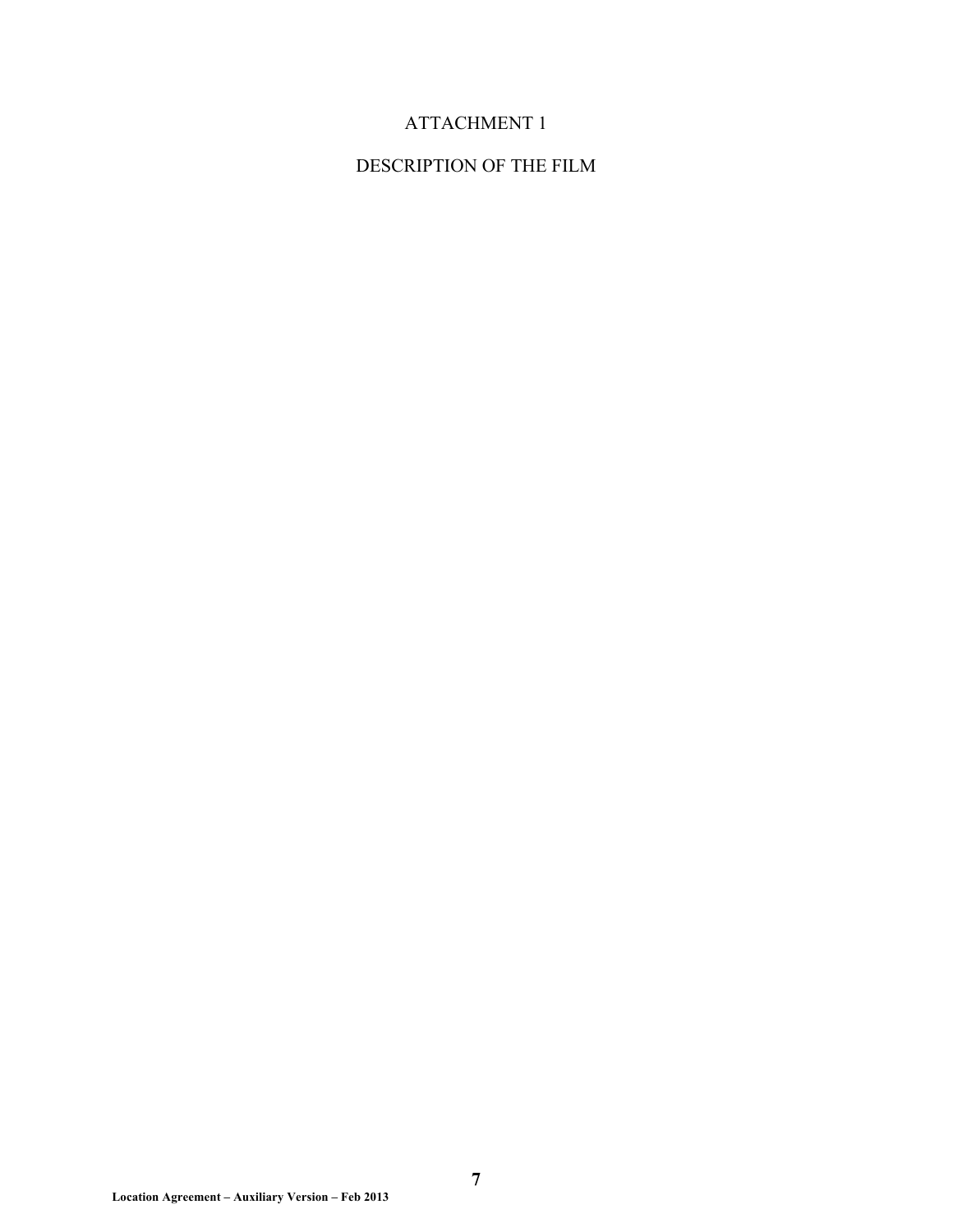# ATTACHMENT 1

## DESCRIPTION OF THE FILM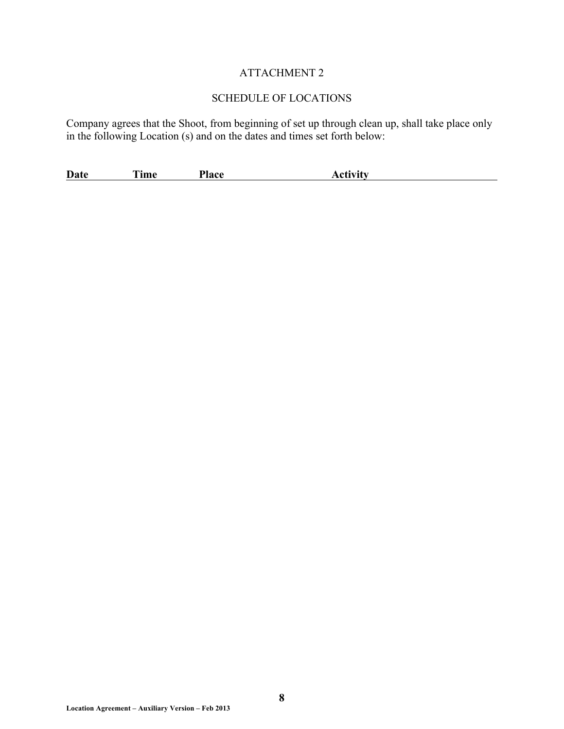ATTACHMENT 2

SCHEDULE OF LOCATIONS

Company agrees that the Shoot, from beginning of set up through clean up, shall take place only in the following Location (s) and on the dates and times set forth below:

| Date | Time | Place | Activity |
| --- | --- | --- | --- |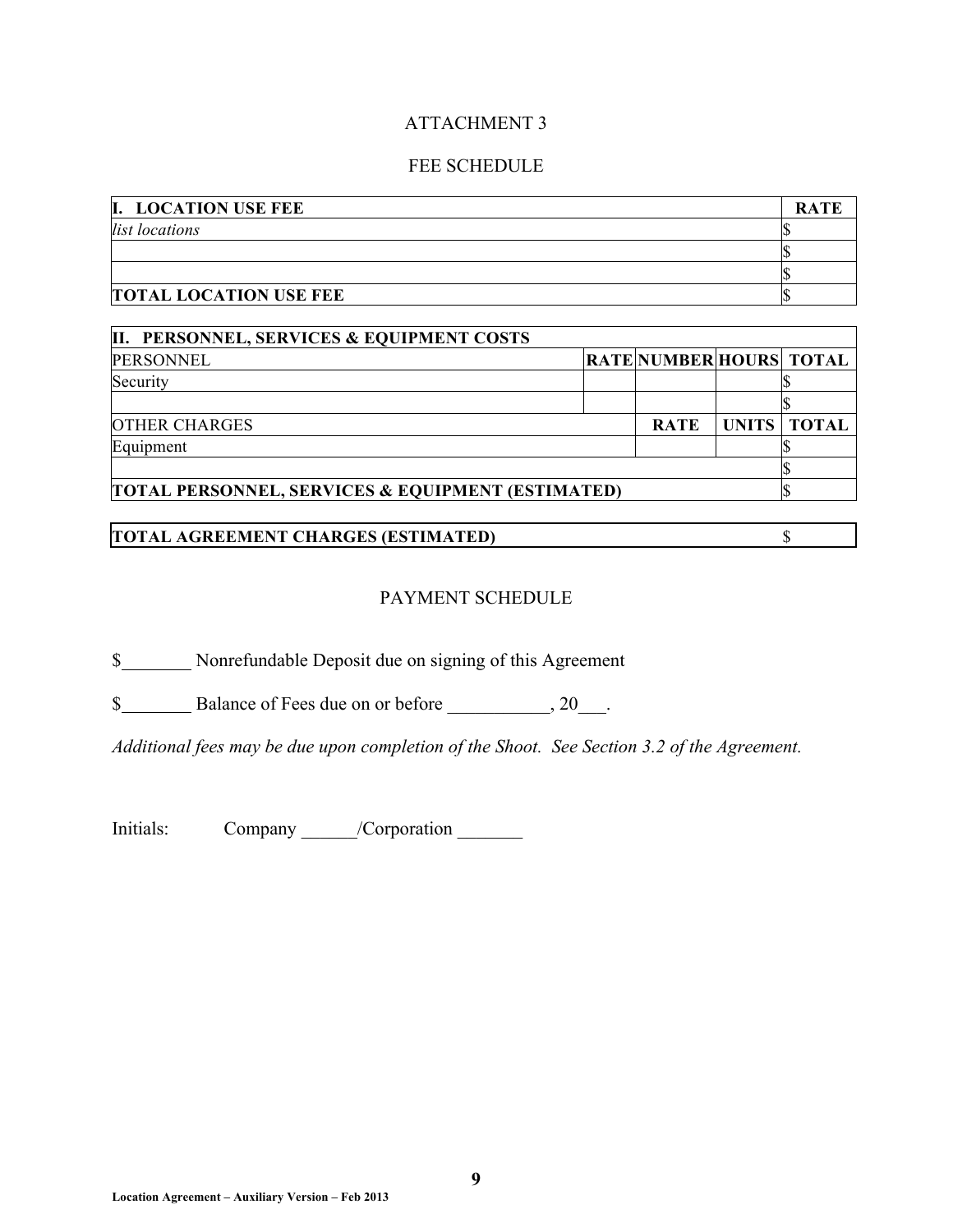ATTACHMENT 3

FEE SCHEDULE

| **I. LOCATION USE FEE** | **RATE** |
|---|---|
| *list locations* | $ |
| | $ |
| | $ |
| **TOTAL LOCATION USE FEE** | $ |

| **II. PERSONNEL, SERVICES & EQUIPMENT COSTS** | | | | |
|---|---|---|---|---|
| PERSONNEL | **RATE** | **NUMBER** | **HOURS** | **TOTAL** |
| Security | | | | $ |
| | | | | $ |
| OTHER CHARGES | | **RATE** | **UNITS** | **TOTAL** |
| Equipment | | | | $ |
| | | | | $ |
| **TOTAL PERSONNEL, SERVICES & EQUIPMENT (ESTIMATED)** | | | | $ |

| **TOTAL AGREEMENT CHARGES (ESTIMATED)** | $ |
|---|---|

PAYMENT SCHEDULE

$________ Nonrefundable Deposit due on signing of this Agreement

$________ Balance of Fees due on or before ___________, 20___.

*Additional fees may be due upon completion of the Shoot. See Section 3.2 of the Agreement.*

Initials: Company ______/Corporation _______

Location Agreement – Auxiliary Version – Feb 2013